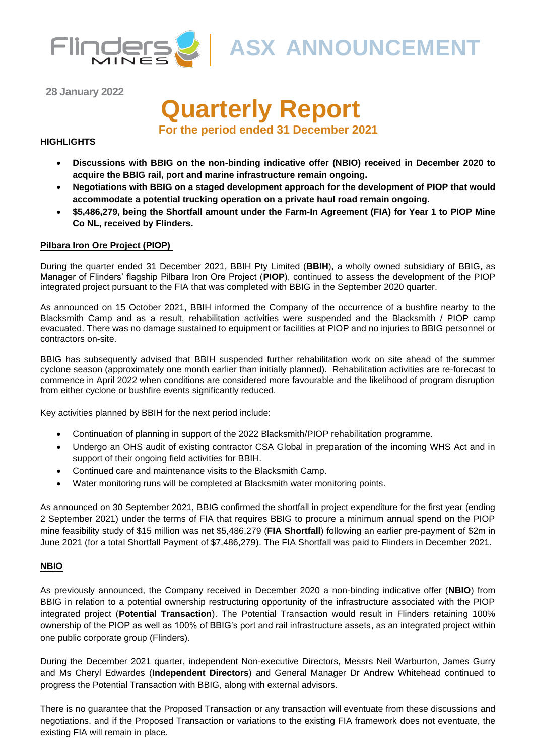# ASX ANNOUNCEMENT

**28 January 2022**

# Quarterly Report

## For the period ended 31 December 2021

**HIGHLIGHTS**

- **Discussions with BBIG on the non-binding indicative offer (NBIO) received in December 2020 to acquire the BBIG rail, port and marine infrastructure remain ongoing.**
- **Negotiations with BBIG on a staged development approach for the development of PIOP that would accommodate a potential trucking operation on a private haul road remain ongoing.**
- **$5,486,279, being the Shortfall amount under the Farm-In Agreement (FIA) for Year 1 to PIOP Mine Co NL, received by Flinders.**

### Pilbara Iron Ore Project (PIOP)

During the quarter ended 31 December 2021, BBIH Pty Limited (**BBIH**), a wholly owned subsidiary of BBIG, as Manager of Flinders' flagship Pilbara Iron Ore Project (**PIOP**), continued to assess the development of the PIOP integrated project pursuant to the FIA that was completed with BBIG in the September 2020 quarter.

As announced on 15 October 2021, BBIH informed the Company of the occurrence of a bushfire nearby to the Blacksmith Camp and as a result, rehabilitation activities were suspended and the Blacksmith / PIOP camp evacuated. There was no damage sustained to equipment or facilities at PIOP and no injuries to BBIG personnel or contractors on-site.

BBIG has subsequently advised that BBIH suspended further rehabilitation work on site ahead of the summer cyclone season (approximately one month earlier than initially planned). Rehabilitation activities are re-forecast to commence in April 2022 when conditions are considered more favourable and the likelihood of program disruption from either cyclone or bushfire events significantly reduced.

Key activities planned by BBIH for the next period include:

- Continuation of planning in support of the 2022 Blacksmith/PIOP rehabilitation programme.
- Undergo an OHS audit of existing contractor CSA Global in preparation of the incoming WHS Act and in support of their ongoing field activities for BBIH.
- Continued care and maintenance visits to the Blacksmith Camp.
- Water monitoring runs will be completed at Blacksmith water monitoring points.

As announced on 30 September 2021, BBIG confirmed the shortfall in project expenditure for the first year (ending 2 September 2021) under the terms of FIA that requires BBIG to procure a minimum annual spend on the PIOP mine feasibility study of $15 million was net $5,486,279 (**FIA Shortfall**) following an earlier pre-payment of $2m in June 2021 (for a total Shortfall Payment of $7,486,279). The FIA Shortfall was paid to Flinders in December 2021.

### NBIO

As previously announced, the Company received in December 2020 a non-binding indicative offer (**NBIO**) from BBIG in relation to a potential ownership restructuring opportunity of the infrastructure associated with the PIOP integrated project (**Potential Transaction**). The Potential Transaction would result in Flinders retaining 100% ownership of the PIOP as well as 100% of BBIG's port and rail infrastructure assets, as an integrated project within one public corporate group (Flinders).

During the December 2021 quarter, independent Non-executive Directors, Messrs Neil Warburton, James Gurry and Ms Cheryl Edwardes (**Independent Directors**) and General Manager Dr Andrew Whitehead continued to progress the Potential Transaction with BBIG, along with external advisors.

There is no guarantee that the Proposed Transaction or any transaction will eventuate from these discussions and negotiations, and if the Proposed Transaction or variations to the existing FIA framework does not eventuate, the existing FIA will remain in place.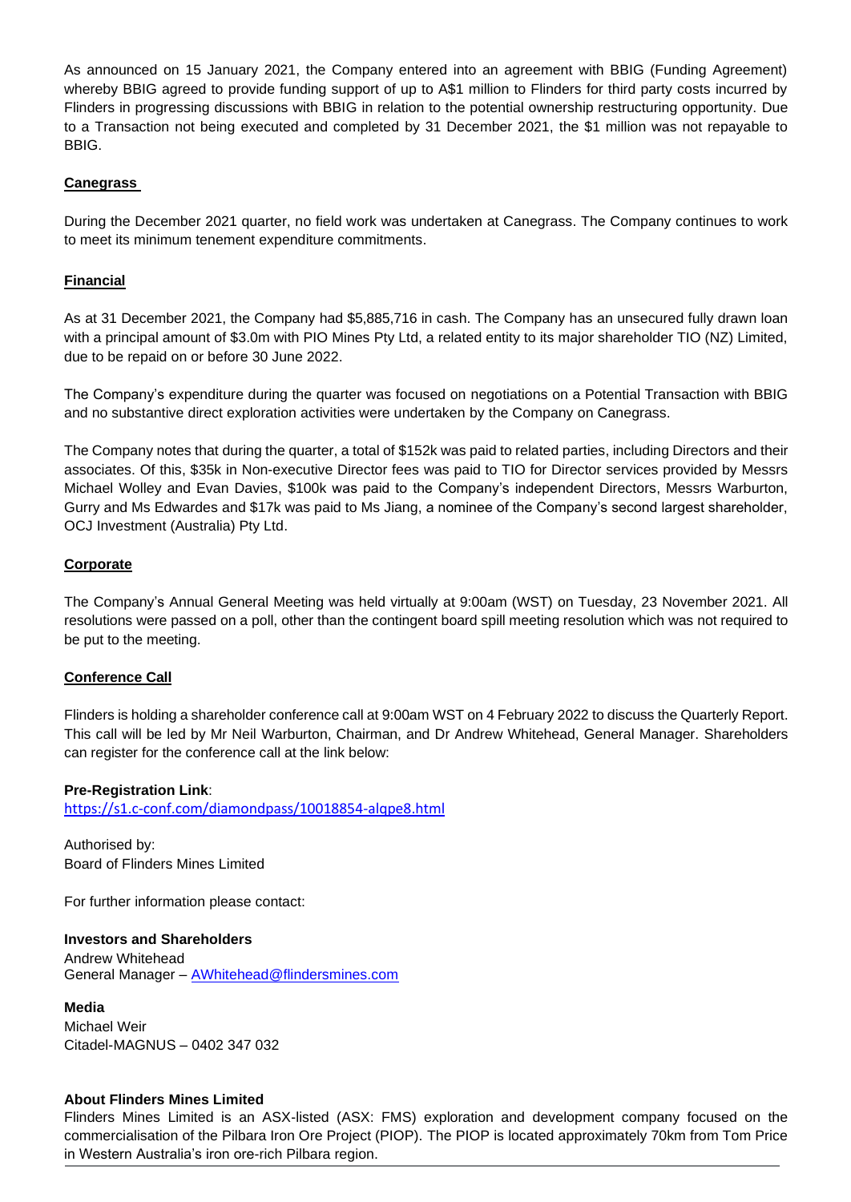As announced on 15 January 2021, the Company entered into an agreement with BBIG (Funding Agreement) whereby BBIG agreed to provide funding support of up to A$1 million to Flinders for third party costs incurred by Flinders in progressing discussions with BBIG in relation to the potential ownership restructuring opportunity. Due to a Transaction not being executed and completed by 31 December 2021, the $1 million was not repayable to BBIG.

## Canegrass

During the December 2021 quarter, no field work was undertaken at Canegrass. The Company continues to work to meet its minimum tenement expenditure commitments.

## Financial

As at 31 December 2021, the Company had $5,885,716 in cash. The Company has an unsecured fully drawn loan with a principal amount of $3.0m with PIO Mines Pty Ltd, a related entity to its major shareholder TIO (NZ) Limited, due to be repaid on or before 30 June 2022.

The Company's expenditure during the quarter was focused on negotiations on a Potential Transaction with BBIG and no substantive direct exploration activities were undertaken by the Company on Canegrass.

The Company notes that during the quarter, a total of $152k was paid to related parties, including Directors and their associates. Of this, $35k in Non-executive Director fees was paid to TIO for Director services provided by Messrs Michael Wolley and Evan Davies, $100k was paid to the Company's independent Directors, Messrs Warburton, Gurry and Ms Edwardes and $17k was paid to Ms Jiang, a nominee of the Company's second largest shareholder, OCJ Investment (Australia) Pty Ltd.

## Corporate

The Company's Annual General Meeting was held virtually at 9:00am (WST) on Tuesday, 23 November 2021. All resolutions were passed on a poll, other than the contingent board spill meeting resolution which was not required to be put to the meeting.

## Conference Call

Flinders is holding a shareholder conference call at 9:00am WST on 4 February 2022 to discuss the Quarterly Report. This call will be led by Mr Neil Warburton, Chairman, and Dr Andrew Whitehead, General Manager. Shareholders can register for the conference call at the link below:

**Pre-Registration Link**:
https://s1.c-conf.com/diamondpass/10018854-alqpe8.html

Authorised by:
Board of Flinders Mines Limited

For further information please contact:

**Investors and Shareholders**
Andrew Whitehead
General Manager – AWhitehead@flindersmines.com

**Media**
Michael Weir
Citadel-MAGNUS – 0402 347 032

**About Flinders Mines Limited**
Flinders Mines Limited is an ASX-listed (ASX: FMS) exploration and development company focused on the commercialisation of the Pilbara Iron Ore Project (PIOP). The PIOP is located approximately 70km from Tom Price in Western Australia's iron ore-rich Pilbara region.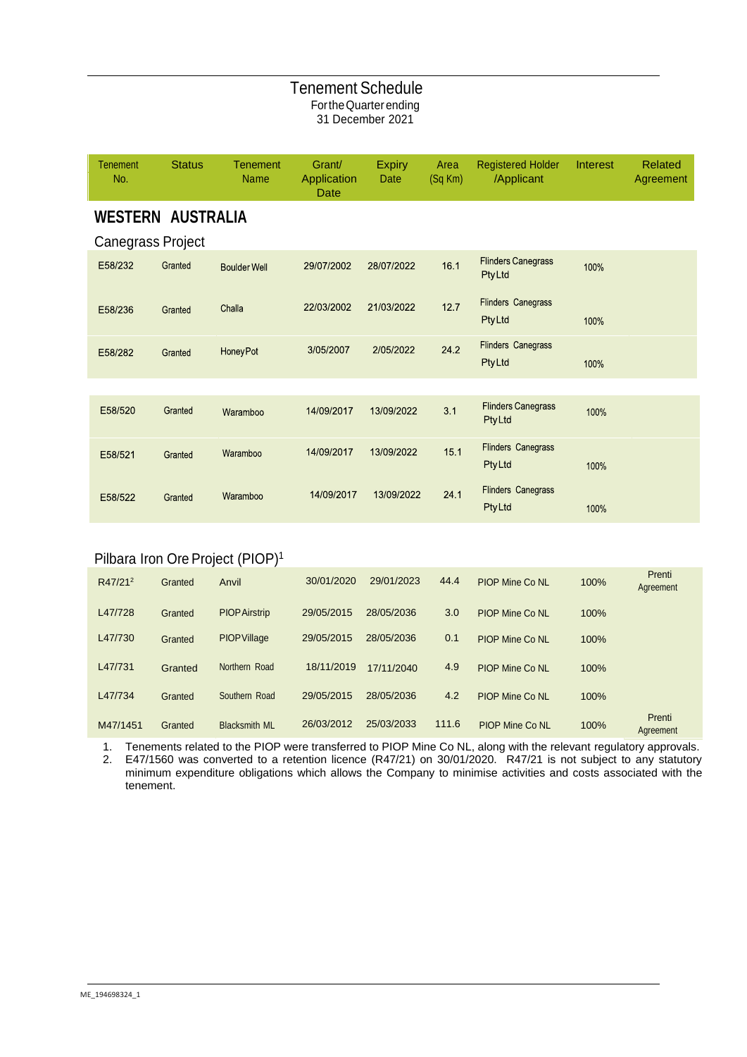# Tenement Schedule

For the Quarter ending
31 December 2021

| Tenement No. | Status | Tenement Name | Grant/ Application Date | Expiry Date | Area (Sq Km) | Registered Holder /Applicant | Interest | Related Agreement |
|---|---|---|---|---|---|---|---|---|
| **WESTERN AUSTRALIA** | | | | | | | | |
| Canegrass Project | | | | | | | | |
| E58/232 | Granted | Boulder Well | 29/07/2002 | 28/07/2022 | 16.1 | Flinders Canegrass Pty Ltd | 100% | |
| E58/236 | Granted | Challa | 22/03/2002 | 21/03/2022 | 12.7 | Flinders Canegrass Pty Ltd | 100% | |
| E58/282 | Granted | Honey Pot | 3/05/2007 | 2/05/2022 | 24.2 | Flinders Canegrass Pty Ltd | 100% | |
| E58/520 | Granted | Waramboo | 14/09/2017 | 13/09/2022 | 3.1 | Flinders Canegrass Pty Ltd | 100% | |
| E58/521 | Granted | Waramboo | 14/09/2017 | 13/09/2022 | 15.1 | Flinders Canegrass Pty Ltd | 100% | |
| E58/522 | Granted | Waramboo | 14/09/2017 | 13/09/2022 | 24.1 | Flinders Canegrass Pty Ltd | 100% | |
| Pilbara Iron Ore Project (PIOP)[1] | | | | | | | | |
| R47/21[2] | Granted | Anvil | 30/01/2020 | 29/01/2023 | 44.4 | PIOP Mine Co NL | 100% | Prenti Agreement |
| L47/728 | Granted | PIOP Airstrip | 29/05/2015 | 28/05/2036 | 3.0 | PIOP Mine Co NL | 100% | |
| L47/730 | Granted | PIOP Village | 29/05/2015 | 28/05/2036 | 0.1 | PIOP Mine Co NL | 100% | |
| L47/731 | Granted | Northern Road | 18/11/2019 | 17/11/2040 | 4.9 | PIOP Mine Co NL | 100% | |
| L47/734 | Granted | Southern Road | 29/05/2015 | 28/05/2036 | 4.2 | PIOP Mine Co NL | 100% | |
| M47/1451 | Granted | Blacksmith ML | 26/03/2012 | 25/03/2033 | 111.6 | PIOP Mine Co NL | 100% | Prenti Agreement |

1. Tenements related to the PIOP were transferred to PIOP Mine Co NL, along with the relevant regulatory approvals.
2. E47/1560 was converted to a retention licence (R47/21) on 30/01/2020. R47/21 is not subject to any statutory minimum expenditure obligations which allows the Company to minimise activities and costs associated with the tenement.